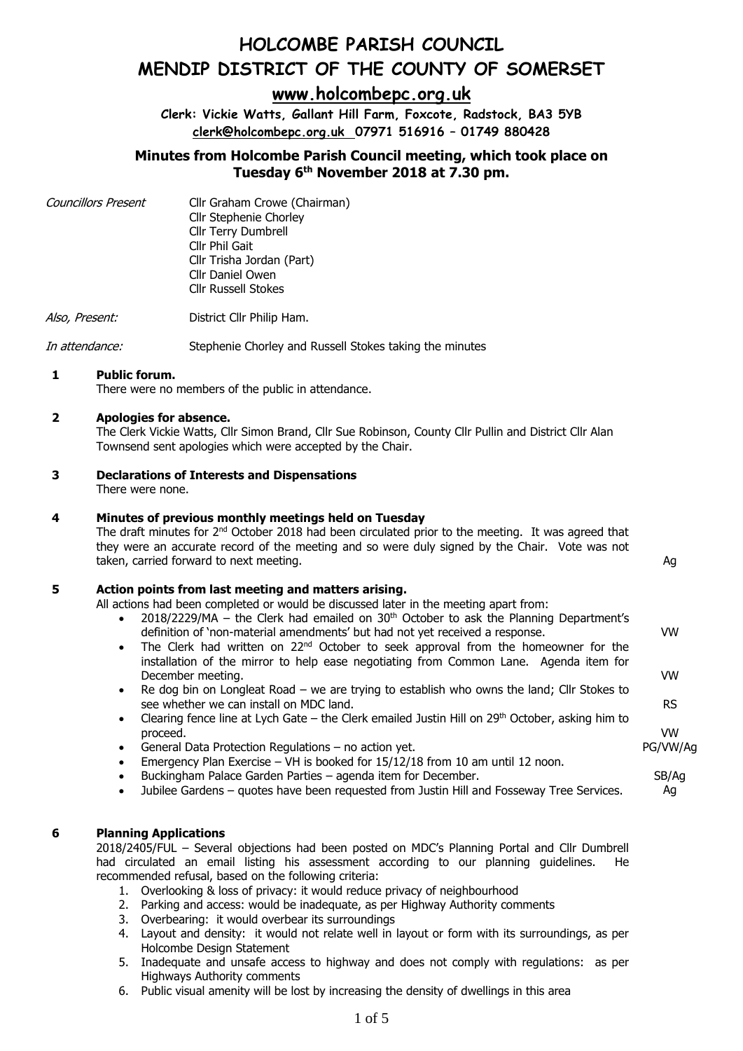# HOLCOMBE PARISH COUNCIL
# MENDIP DISTRICT OF THE COUNTY OF SOMERSET
## www.holcombepc.org.uk

**Clerk: Vickie Watts, Gallant Hill Farm, Foxcote, Radstock, BA3 5YB**
**clerk@holcombepc.org.uk 07971 516916 – 01749 880428**

### Minutes from Holcombe Parish Council meeting, which took place on Tuesday 6th November 2018 at 7.30 pm.

*Councillors Present* Cllr Graham Crowe (Chairman)
Cllr Stephenie Chorley
Cllr Terry Dumbrell
Cllr Phil Gait
Cllr Trisha Jordan (Part)
Cllr Daniel Owen
Cllr Russell Stokes

*Also, Present:* District Cllr Philip Ham.

*In attendance:* Stephenie Chorley and Russell Stokes taking the minutes

**1 Public forum.**
There were no members of the public in attendance.

**2 Apologies for absence.**
The Clerk Vickie Watts, Cllr Simon Brand, Cllr Sue Robinson, County Cllr Pullin and District Cllr Alan Townsend sent apologies which were accepted by the Chair.

**3 Declarations of Interests and Dispensations**
There were none.

**4 Minutes of previous monthly meetings held on Tuesday**
The draft minutes for 2nd October 2018 had been circulated prior to the meeting. It was agreed that they were an accurate record of the meeting and so were duly signed by the Chair. Vote was not taken, carried forward to next meeting. Ag

**5 Action points from last meeting and matters arising.**
All actions had been completed or would be discussed later in the meeting apart from:

- 2018/2229/MA – the Clerk had emailed on 30th October to ask the Planning Department's definition of 'non-material amendments' but had not yet received a response. VW
- The Clerk had written on 22nd October to seek approval from the homeowner for the installation of the mirror to help ease negotiating from Common Lane. Agenda item for December meeting. VW
- Re dog bin on Longleat Road – we are trying to establish who owns the land; Cllr Stokes to see whether we can install on MDC land. RS
- Clearing fence line at Lych Gate – the Clerk emailed Justin Hill on 29th October, asking him to proceed. VW
- General Data Protection Regulations – no action yet. PG/VW/Ag
- Emergency Plan Exercise – VH is booked for 15/12/18 from 10 am until 12 noon.
- Buckingham Palace Garden Parties – agenda item for December. SB/Ag
- Jubilee Gardens – quotes have been requested from Justin Hill and Fosseway Tree Services. Ag

**6 Planning Applications**
2018/2405/FUL – Several objections had been posted on MDC's Planning Portal and Cllr Dumbrell had circulated an email listing his assessment according to our planning guidelines. He recommended refusal, based on the following criteria:

1. Overlooking & loss of privacy: it would reduce privacy of neighbourhood
2. Parking and access: would be inadequate, as per Highway Authority comments
3. Overbearing: it would overbear its surroundings
4. Layout and density: it would not relate well in layout or form with its surroundings, as per Holcombe Design Statement
5. Inadequate and unsafe access to highway and does not comply with regulations: as per Highways Authority comments
6. Public visual amenity will be lost by increasing the density of dwellings in this area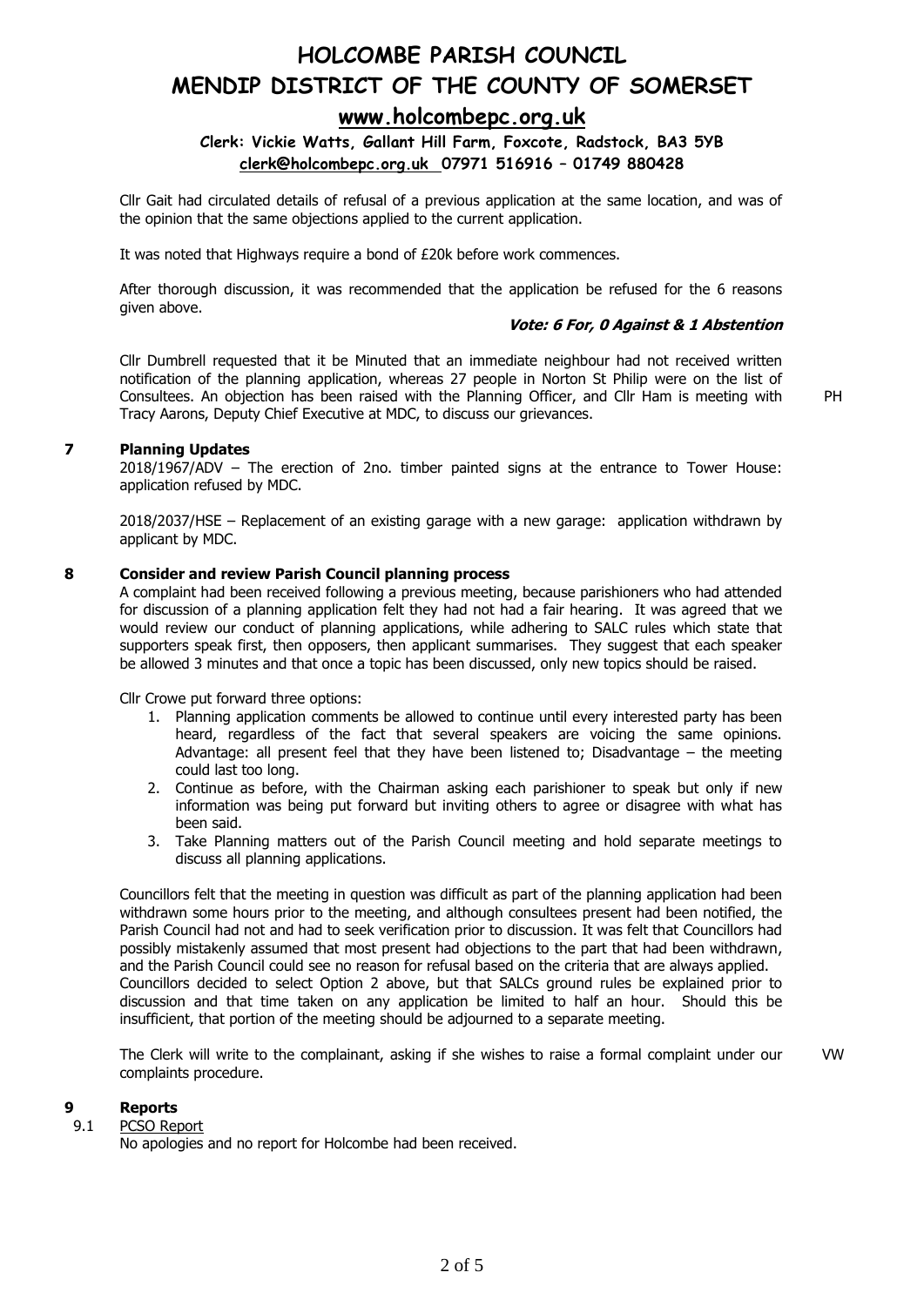# HOLCOMBE PARISH COUNCIL
# MENDIP DISTRICT OF THE COUNTY OF SOMERSET

## www.holcombepc.org.uk

**Clerk: Vickie Watts, Gallant Hill Farm, Foxcote, Radstock, BA3 5YB**
**clerk@holcombepc.org.uk 07971 516916 – 01749 880428**

Cllr Gait had circulated details of refusal of a previous application at the same location, and was of the opinion that the same objections applied to the current application.

It was noted that Highways require a bond of £20k before work commences.

After thorough discussion, it was recommended that the application be refused for the 6 reasons given above.

***Vote: 6 For, 0 Against & 1 Abstention***

Cllr Dumbrell requested that it be Minuted that an immediate neighbour had not received written notification of the planning application, whereas 27 people in Norton St Philip were on the list of Consultees. An objection has been raised with the Planning Officer, and Cllr Ham is meeting with Tracy Aarons, Deputy Chief Executive at MDC, to discuss our grievances. PH

### 7 Planning Updates

2018/1967/ADV – The erection of 2no. timber painted signs at the entrance to Tower House: application refused by MDC.

2018/2037/HSE – Replacement of an existing garage with a new garage: application withdrawn by applicant by MDC.

### 8 Consider and review Parish Council planning process

A complaint had been received following a previous meeting, because parishioners who had attended for discussion of a planning application felt they had not had a fair hearing. It was agreed that we would review our conduct of planning applications, while adhering to SALC rules which state that supporters speak first, then opposers, then applicant summarises. They suggest that each speaker be allowed 3 minutes and that once a topic has been discussed, only new topics should be raised.

Cllr Crowe put forward three options:

1. Planning application comments be allowed to continue until every interested party has been heard, regardless of the fact that several speakers are voicing the same opinions. Advantage: all present feel that they have been listened to; Disadvantage – the meeting could last too long.
2. Continue as before, with the Chairman asking each parishioner to speak but only if new information was being put forward but inviting others to agree or disagree with what has been said.
3. Take Planning matters out of the Parish Council meeting and hold separate meetings to discuss all planning applications.

Councillors felt that the meeting in question was difficult as part of the planning application had been withdrawn some hours prior to the meeting, and although consultees present had been notified, the Parish Council had not and had to seek verification prior to discussion. It was felt that Councillors had possibly mistakenly assumed that most present had objections to the part that had been withdrawn, and the Parish Council could see no reason for refusal based on the criteria that are always applied.
Councillors decided to select Option 2 above, but that SALCs ground rules be explained prior to discussion and that time taken on any application be limited to half an hour. Should this be insufficient, that portion of the meeting should be adjourned to a separate meeting.

The Clerk will write to the complainant, asking if she wishes to raise a formal complaint under our complaints procedure. VW

### 9 Reports

9.1 PCSO Report

No apologies and no report for Holcombe had been received.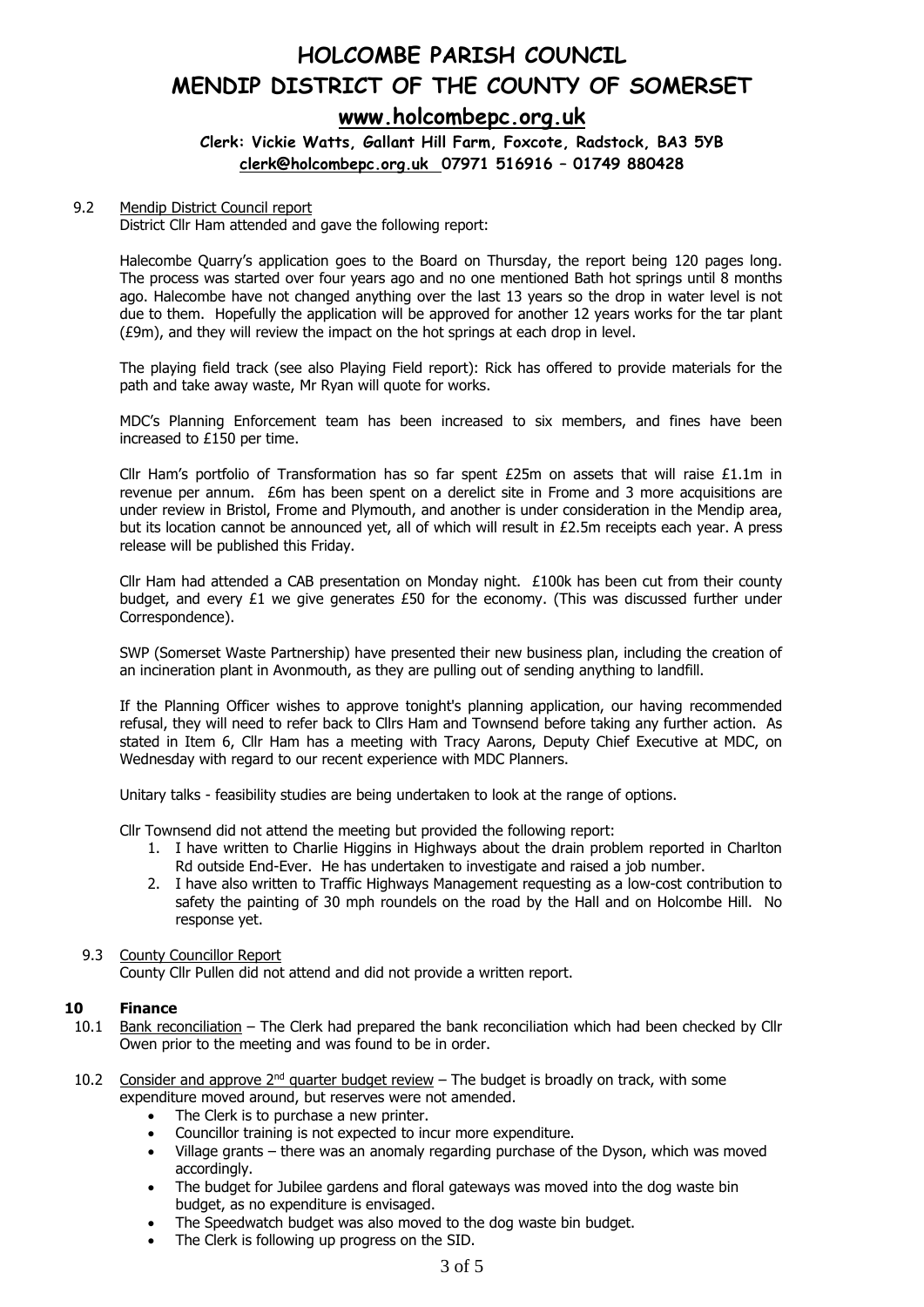# HOLCOMBE PARISH COUNCIL
# MENDIP DISTRICT OF THE COUNTY OF SOMERSET

## www.holcombepc.org.uk

**Clerk: Vickie Watts, Gallant Hill Farm, Foxcote, Radstock, BA3 5YB**
**clerk@holcombepc.org.uk 07971 516916 – 01749 880428**

9.2 Mendip District Council report

District Cllr Ham attended and gave the following report:

Halecombe Quarry's application goes to the Board on Thursday, the report being 120 pages long. The process was started over four years ago and no one mentioned Bath hot springs until 8 months ago. Halecombe have not changed anything over the last 13 years so the drop in water level is not due to them. Hopefully the application will be approved for another 12 years works for the tar plant (£9m), and they will review the impact on the hot springs at each drop in level.

The playing field track (see also Playing Field report): Rick has offered to provide materials for the path and take away waste, Mr Ryan will quote for works.

MDC's Planning Enforcement team has been increased to six members, and fines have been increased to £150 per time.

Cllr Ham's portfolio of Transformation has so far spent £25m on assets that will raise £1.1m in revenue per annum. £6m has been spent on a derelict site in Frome and 3 more acquisitions are under review in Bristol, Frome and Plymouth, and another is under consideration in the Mendip area, but its location cannot be announced yet, all of which will result in £2.5m receipts each year. A press release will be published this Friday.

Cllr Ham had attended a CAB presentation on Monday night. £100k has been cut from their county budget, and every £1 we give generates £50 for the economy. (This was discussed further under Correspondence).

SWP (Somerset Waste Partnership) have presented their new business plan, including the creation of an incineration plant in Avonmouth, as they are pulling out of sending anything to landfill.

If the Planning Officer wishes to approve tonight's planning application, our having recommended refusal, they will need to refer back to Cllrs Ham and Townsend before taking any further action. As stated in Item 6, Cllr Ham has a meeting with Tracy Aarons, Deputy Chief Executive at MDC, on Wednesday with regard to our recent experience with MDC Planners.

Unitary talks - feasibility studies are being undertaken to look at the range of options.

Cllr Townsend did not attend the meeting but provided the following report:

1. I have written to Charlie Higgins in Highways about the drain problem reported in Charlton Rd outside End-Ever. He has undertaken to investigate and raised a job number.
2. I have also written to Traffic Highways Management requesting as a low-cost contribution to safety the painting of 30 mph roundels on the road by the Hall and on Holcombe Hill. No response yet.

9.3 County Councillor Report

County Cllr Pullen did not attend and did not provide a written report.

## 10 Finance

10.1 Bank reconciliation – The Clerk had prepared the bank reconciliation which had been checked by Cllr Owen prior to the meeting and was found to be in order.

10.2 Consider and approve 2nd quarter budget review – The budget is broadly on track, with some expenditure moved around, but reserves were not amended.

- The Clerk is to purchase a new printer.
- Councillor training is not expected to incur more expenditure.
- Village grants – there was an anomaly regarding purchase of the Dyson, which was moved accordingly.
- The budget for Jubilee gardens and floral gateways was moved into the dog waste bin budget, as no expenditure is envisaged.
- The Speedwatch budget was also moved to the dog waste bin budget.
- The Clerk is following up progress on the SID.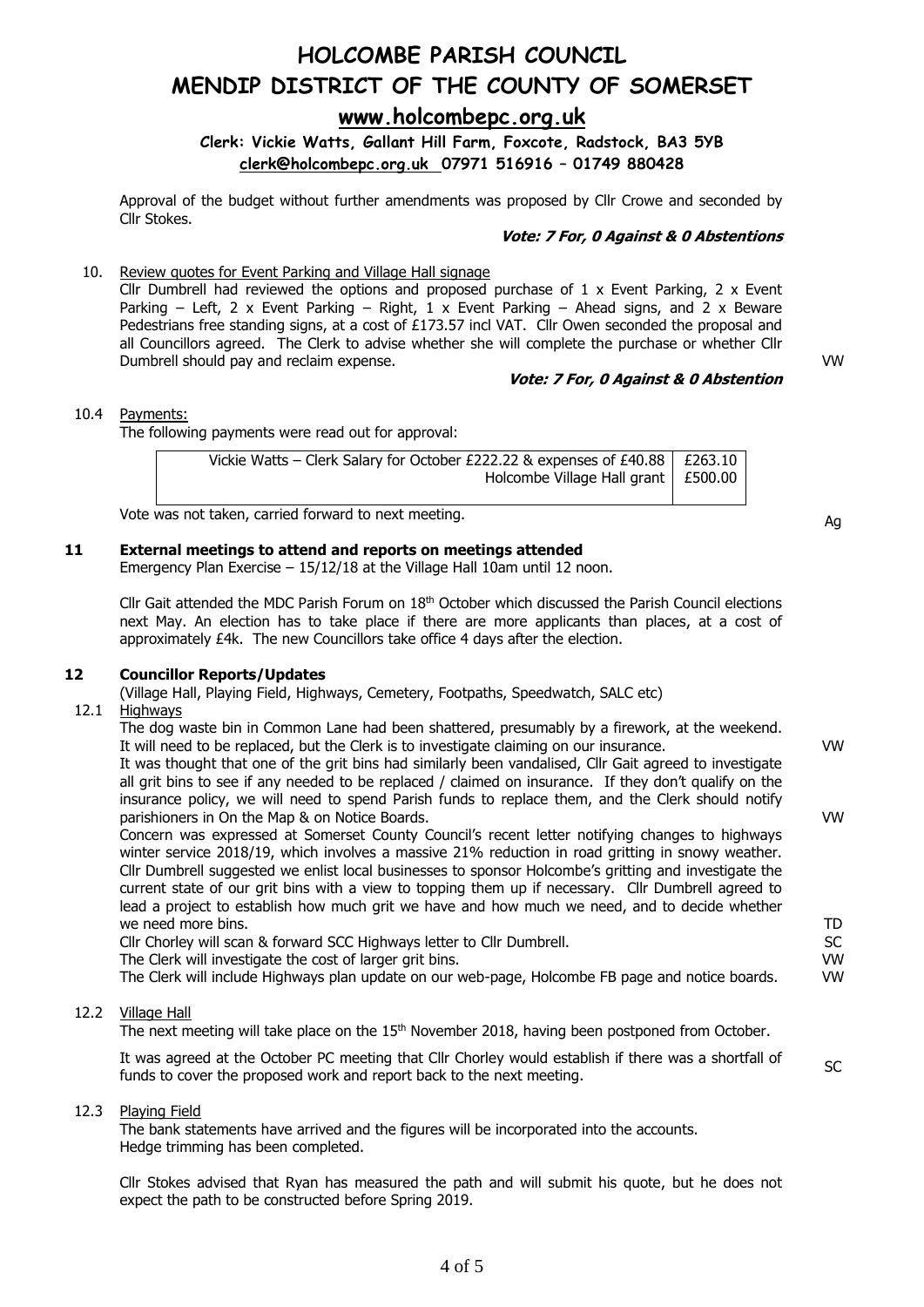# HOLCOMBE PARISH COUNCIL
# MENDIP DISTRICT OF THE COUNTY OF SOMERSET

## www.holcombepc.org.uk

**Clerk: Vickie Watts, Gallant Hill Farm, Foxcote, Radstock, BA3 5YB**
**clerk@holcombepc.org.uk 07971 516916 – 01749 880428**

Approval of the budget without further amendments was proposed by Cllr Crowe and seconded by Cllr Stokes.

***Vote: 7 For, 0 Against & 0 Abstentions***

10. Review quotes for Event Parking and Village Hall signage

Cllr Dumbrell had reviewed the options and proposed purchase of 1 x Event Parking, 2 x Event Parking – Left, 2 x Event Parking – Right, 1 x Event Parking – Ahead signs, and 2 x Beware Pedestrians free standing signs, at a cost of £173.57 incl VAT. Cllr Owen seconded the proposal and all Councillors agreed. The Clerk to advise whether she will complete the purchase or whether Cllr Dumbrell should pay and reclaim expense. VW

***Vote: 7 For, 0 Against & 0 Abstention***

10.4 Payments:

The following payments were read out for approval:

| | |
|---|---|
| Vickie Watts – Clerk Salary for October £222.22 & expenses of £40.88 | £263.10 |
| Holcombe Village Hall grant | £500.00 |

Vote was not taken, carried forward to next meeting. Ag

### 11 External meetings to attend and reports on meetings attended

Emergency Plan Exercise – 15/12/18 at the Village Hall 10am until 12 noon.

Cllr Gait attended the MDC Parish Forum on 18th October which discussed the Parish Council elections next May. An election has to take place if there are more applicants than places, at a cost of approximately £4k. The new Councillors take office 4 days after the election.

### 12 Councillor Reports/Updates

(Village Hall, Playing Field, Highways, Cemetery, Footpaths, Speedwatch, SALC etc)

12.1 Highways

The dog waste bin in Common Lane had been shattered, presumably by a firework, at the weekend. It will need to be replaced, but the Clerk is to investigate claiming on our insurance. VW

It was thought that one of the grit bins had similarly been vandalised, Cllr Gait agreed to investigate all grit bins to see if any needed to be replaced / claimed on insurance. If they don't qualify on the insurance policy, we will need to spend Parish funds to replace them, and the Clerk should notify parishioners in On the Map & on Notice Boards. VW

Concern was expressed at Somerset County Council's recent letter notifying changes to highways winter service 2018/19, which involves a massive 21% reduction in road gritting in snowy weather. Cllr Dumbrell suggested we enlist local businesses to sponsor Holcombe's gritting and investigate the current state of our grit bins with a view to topping them up if necessary. Cllr Dumbrell agreed to lead a project to establish how much grit we have and how much we need, and to decide whether we need more bins. TD

Cllr Chorley will scan & forward SCC Highways letter to Cllr Dumbrell. SC

The Clerk will investigate the cost of larger grit bins. VW

The Clerk will include Highways plan update on our web-page, Holcombe FB page and notice boards. VW

12.2 Village Hall

The next meeting will take place on the 15th November 2018, having been postponed from October.

It was agreed at the October PC meeting that Cllr Chorley would establish if there was a shortfall of funds to cover the proposed work and report back to the next meeting. SC

12.3 Playing Field

The bank statements have arrived and the figures will be incorporated into the accounts.
Hedge trimming has been completed.

Cllr Stokes advised that Ryan has measured the path and will submit his quote, but he does not expect the path to be constructed before Spring 2019.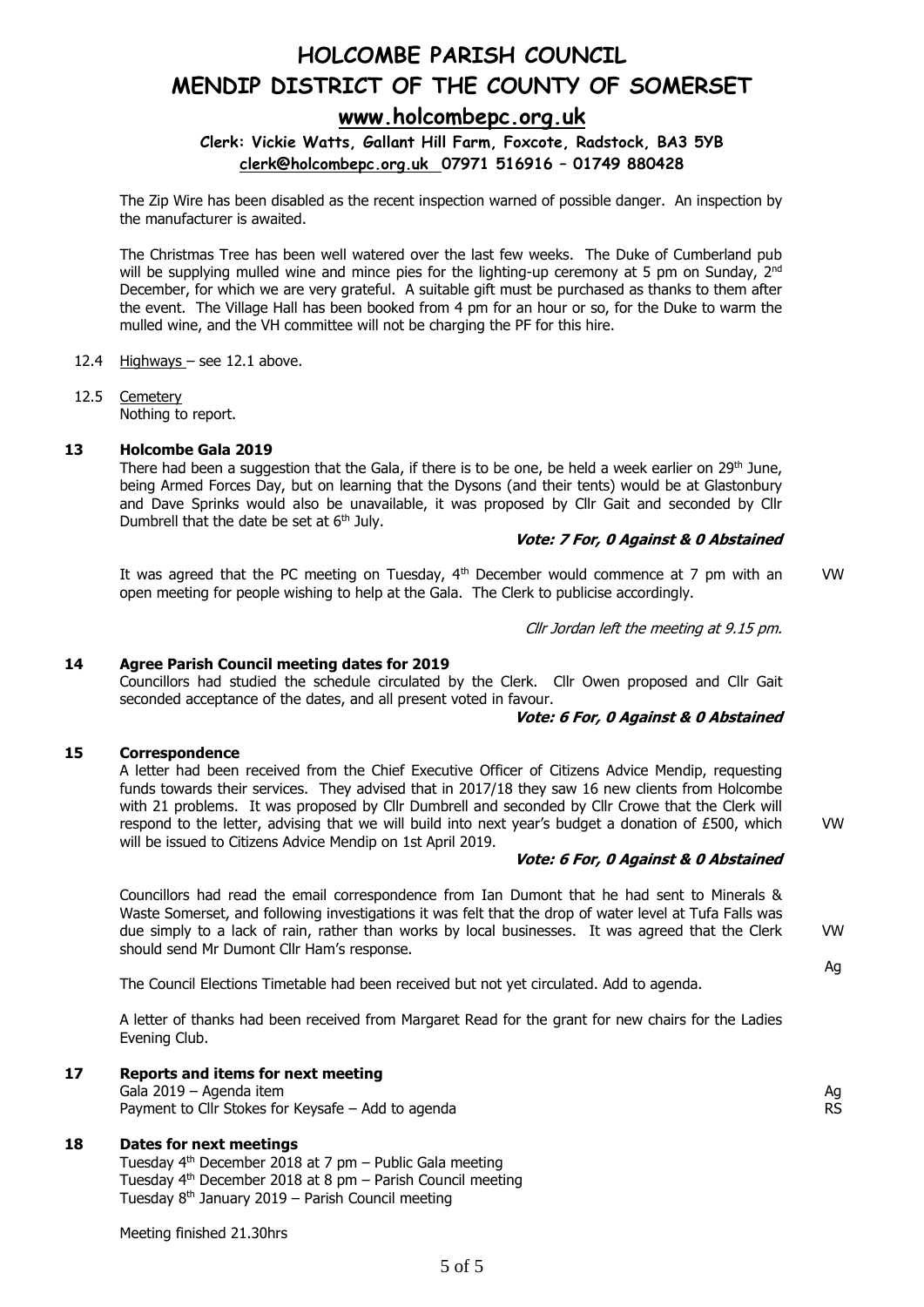# HOLCOMBE PARISH COUNCIL
# MENDIP DISTRICT OF THE COUNTY OF SOMERSET
## www.holcombepc.org.uk
**Clerk: Vickie Watts, Gallant Hill Farm, Foxcote, Radstock, BA3 5YB**
**clerk@holcombepc.org.uk 07971 516916 – 01749 880428**

The Zip Wire has been disabled as the recent inspection warned of possible danger. An inspection by the manufacturer is awaited.

The Christmas Tree has been well watered over the last few weeks. The Duke of Cumberland pub will be supplying mulled wine and mince pies for the lighting-up ceremony at 5 pm on Sunday, 2nd December, for which we are very grateful. A suitable gift must be purchased as thanks to them after the event. The Village Hall has been booked from 4 pm for an hour or so, for the Duke to warm the mulled wine, and the VH committee will not be charging the PF for this hire.

12.4 Highways – see 12.1 above.

12.5 Cemetery
Nothing to report.

**13 Holcombe Gala 2019**

There had been a suggestion that the Gala, if there is to be one, be held a week earlier on 29th June, being Armed Forces Day, but on learning that the Dysons (and their tents) would be at Glastonbury and Dave Sprinks would also be unavailable, it was proposed by Cllr Gait and seconded by Cllr Dumbrell that the date be set at 6th July.

***Vote: 7 For, 0 Against & 0 Abstained***

It was agreed that the PC meeting on Tuesday, 4th December would commence at 7 pm with an open meeting for people wishing to help at the Gala. The Clerk to publicise accordingly. — VW

*Cllr Jordan left the meeting at 9.15 pm.*

**14 Agree Parish Council meeting dates for 2019**

Councillors had studied the schedule circulated by the Clerk. Cllr Owen proposed and Cllr Gait seconded acceptance of the dates, and all present voted in favour.

***Vote: 6 For, 0 Against & 0 Abstained***

**15 Correspondence**

A letter had been received from the Chief Executive Officer of Citizens Advice Mendip, requesting funds towards their services. They advised that in 2017/18 they saw 16 new clients from Holcombe with 21 problems. It was proposed by Cllr Dumbrell and seconded by Cllr Crowe that the Clerk will respond to the letter, advising that we will build into next year's budget a donation of £500, which will be issued to Citizens Advice Mendip on 1st April 2019. — VW

***Vote: 6 For, 0 Against & 0 Abstained***

Councillors had read the email correspondence from Ian Dumont that he had sent to Minerals & Waste Somerset, and following investigations it was felt that the drop of water level at Tufa Falls was due simply to a lack of rain, rather than works by local businesses. It was agreed that the Clerk should send Mr Dumont Cllr Ham's response. — VW

The Council Elections Timetable had been received but not yet circulated. Add to agenda. — Ag

A letter of thanks had been received from Margaret Read for the grant for new chairs for the Ladies Evening Club.

**17 Reports and items for next meeting**

Gala 2019 – Agenda item — Ag
Payment to Cllr Stokes for Keysafe – Add to agenda — RS

**18 Dates for next meetings**

Tuesday 4th December 2018 at 7 pm – Public Gala meeting
Tuesday 4th December 2018 at 8 pm – Parish Council meeting
Tuesday 8th January 2019 – Parish Council meeting

Meeting finished 21.30hrs